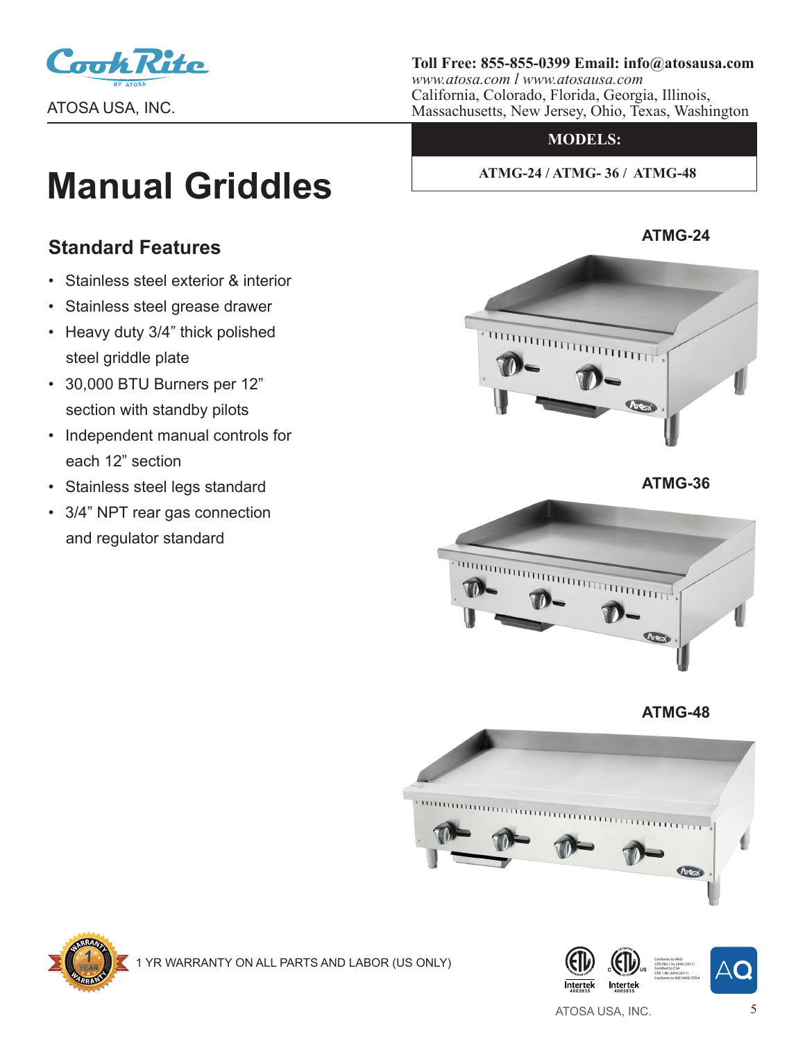ATOSA USA, INC.

**Toll Free: 855-855-0399 Email: info@atosausa.com**
*www.atosa.com l www.atosausa.com*
California, Colorado, Florida, Georgia, Illinois, Massachusetts, New Jersey, Ohio, Texas, Washington

# Manual Griddles

| MODELS: |
| --- |
| ATMG-24 / ATMG- 36 / ATMG-48 |

## Standard Features

- Stainless steel exterior & interior
- Stainless steel grease drawer
- Heavy duty 3/4" thick polished steel griddle plate
- 30,000 BTU Burners per 12" section with standby pilots
- Independent manual controls for each 12" section
- Stainless steel legs standard
- 3/4" NPT rear gas connection and regulator standard

**ATMG-24**

**ATMG-36**

**ATMG-48**

1 YR WARRANTY ON ALL PARTS AND LABOR (US ONLY)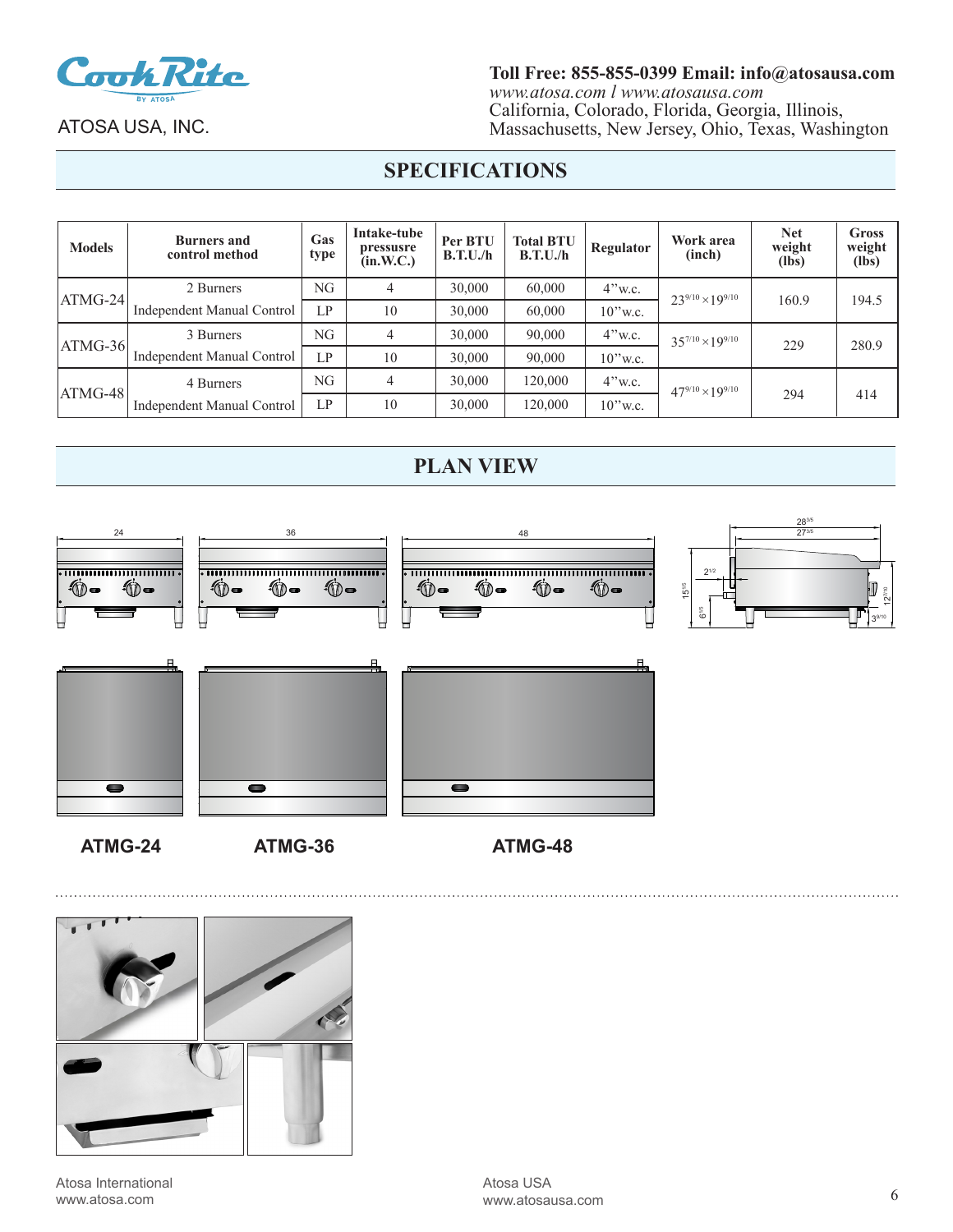CookRite BY ATOSA

ATOSA USA, INC.

**Toll Free: 855-855-0399 Email: info@atosausa.com**
*www.atosa.com l www.atosausa.com*
California, Colorado, Florida, Georgia, Illinois, Massachusetts, New Jersey, Ohio, Texas, Washington

## SPECIFICATIONS

| Models | Burners and control method | Gas type | Intake-tube pressusre (in.W.C.) | Per BTU B.T.U./h | Total BTU B.T.U./h | Regulator | Work area (inch) | Net weight (lbs) | Gross weight (lbs) |
|---|---|---|---|---|---|---|---|---|---|
| ATMG-24 | 2 Burners | NG | 4 | 30,000 | 60,000 | 4"w.c. | $23^{9/10} \times 19^{9/10}$ | 160.9 | 194.5 |
| | Independent Manual Control | LP | 10 | 30,000 | 60,000 | 10"w.c. | | | |
| ATMG-36 | 3 Burners | NG | 4 | 30,000 | 90,000 | 4"w.c. | $35^{7/10} \times 19^{9/10}$ | 229 | 280.9 |
| | Independent Manual Control | LP | 10 | 30,000 | 90,000 | 10"w.c. | | | |
| ATMG-48 | 4 Burners | NG | 4 | 30,000 | 120,000 | 4"w.c. | $47^{9/10} \times 19^{9/10}$ | 294 | 414 |
| | Independent Manual Control | LP | 10 | 30,000 | 120,000 | 10"w.c. | | | |

## PLAN VIEW

24

36

48

$28^{3/5}$

$27^{3/5}$

$2^{1/2}$

$15^{3/5}$

$6^{1/5}$

$12^{7/10}$

$3^{9/10}$

ATMG-24

ATMG-36

ATMG-48

Atosa International
www.atosa.com

Atosa USA
www.atosausa.com